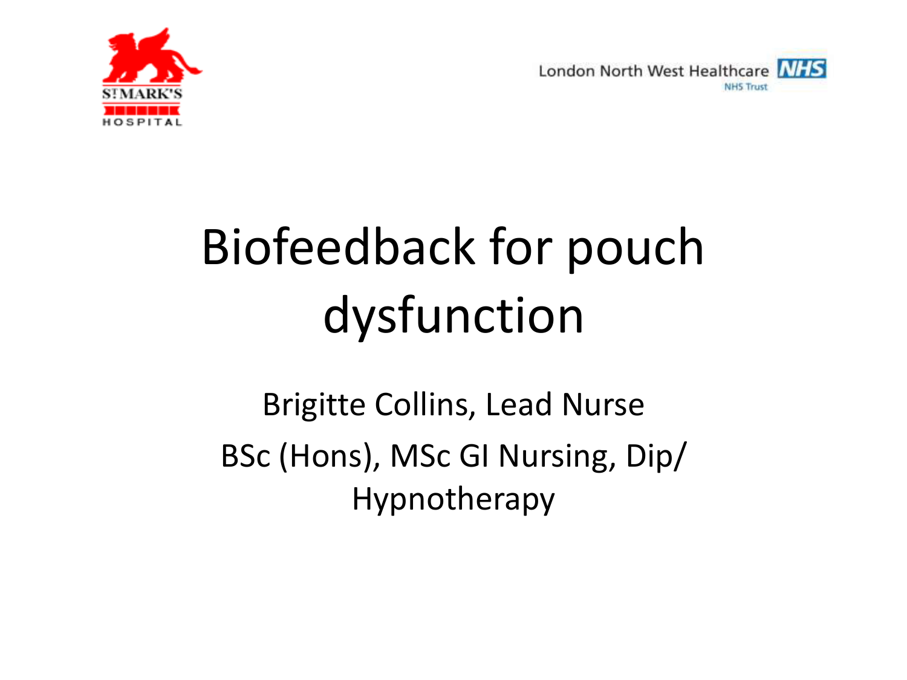# Biofeedback for pouch dysfunction

Brigitte Collins, Lead Nurse

BSc (Hons), MSc GI Nursing, Dip/ Hypnotherapy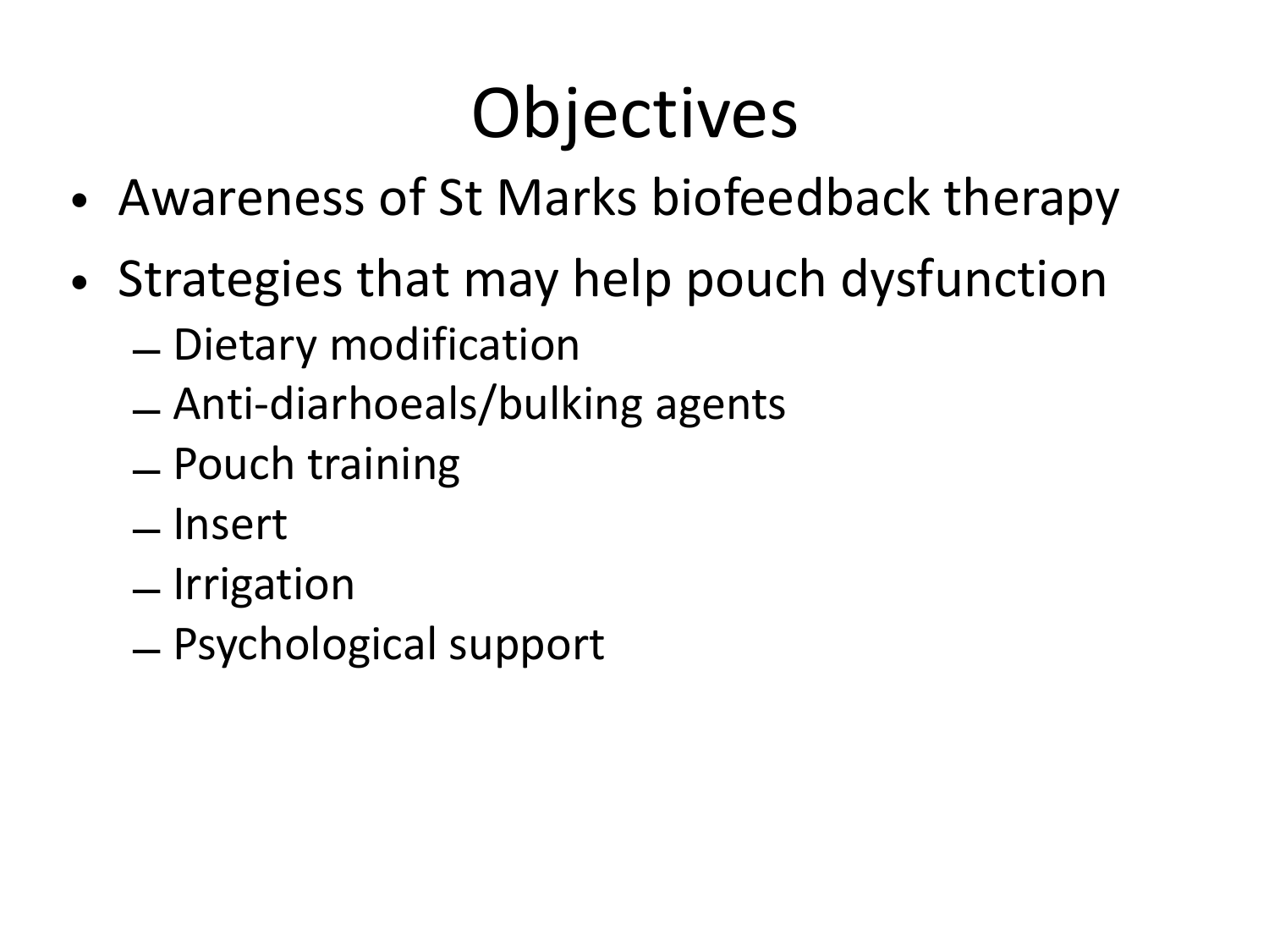# Objectives

- Awareness of St Marks biofeedback therapy
- Strategies that may help pouch dysfunction
  - Dietary modification
  - Anti-diarhoeals/bulking agents
  - Pouch training
  - Insert
  - Irrigation
  - Psychological support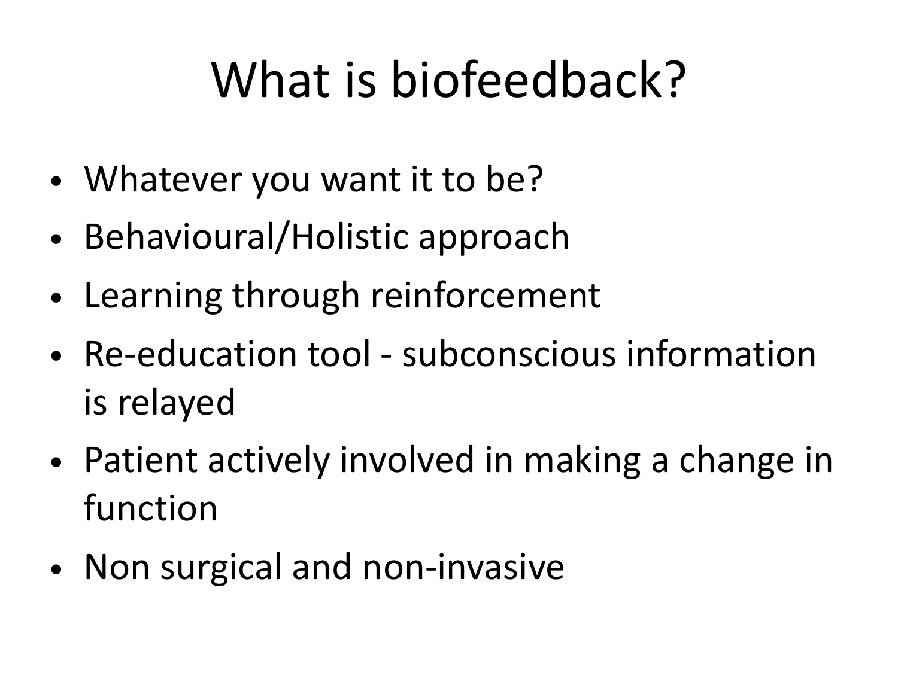# What is biofeedback?

- Whatever you want it to be?
- Behavioural/Holistic approach
- Learning through reinforcement
- Re-education tool - subconscious information is relayed
- Patient actively involved in making a change in function
- Non surgical and non-invasive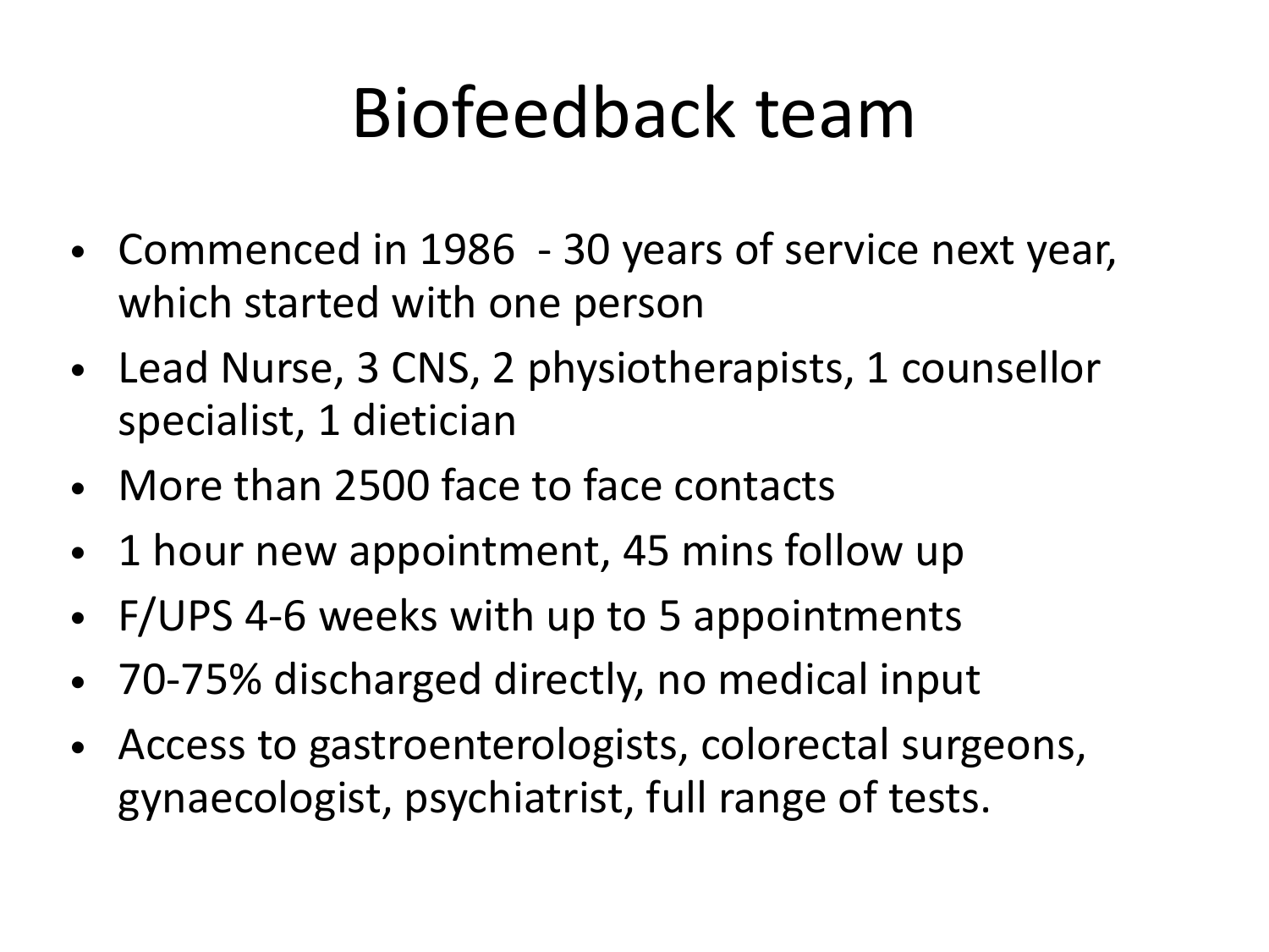# Biofeedback team

- Commenced in 1986 - 30 years of service next year, which started with one person
- Lead Nurse, 3 CNS, 2 physiotherapists, 1 counsellor specialist, 1 dietician
- More than 2500 face to face contacts
- 1 hour new appointment, 45 mins follow up
- F/UPS 4-6 weeks with up to 5 appointments
- 70-75% discharged directly, no medical input
- Access to gastroenterologists, colorectal surgeons, gynaecologist, psychiatrist, full range of tests.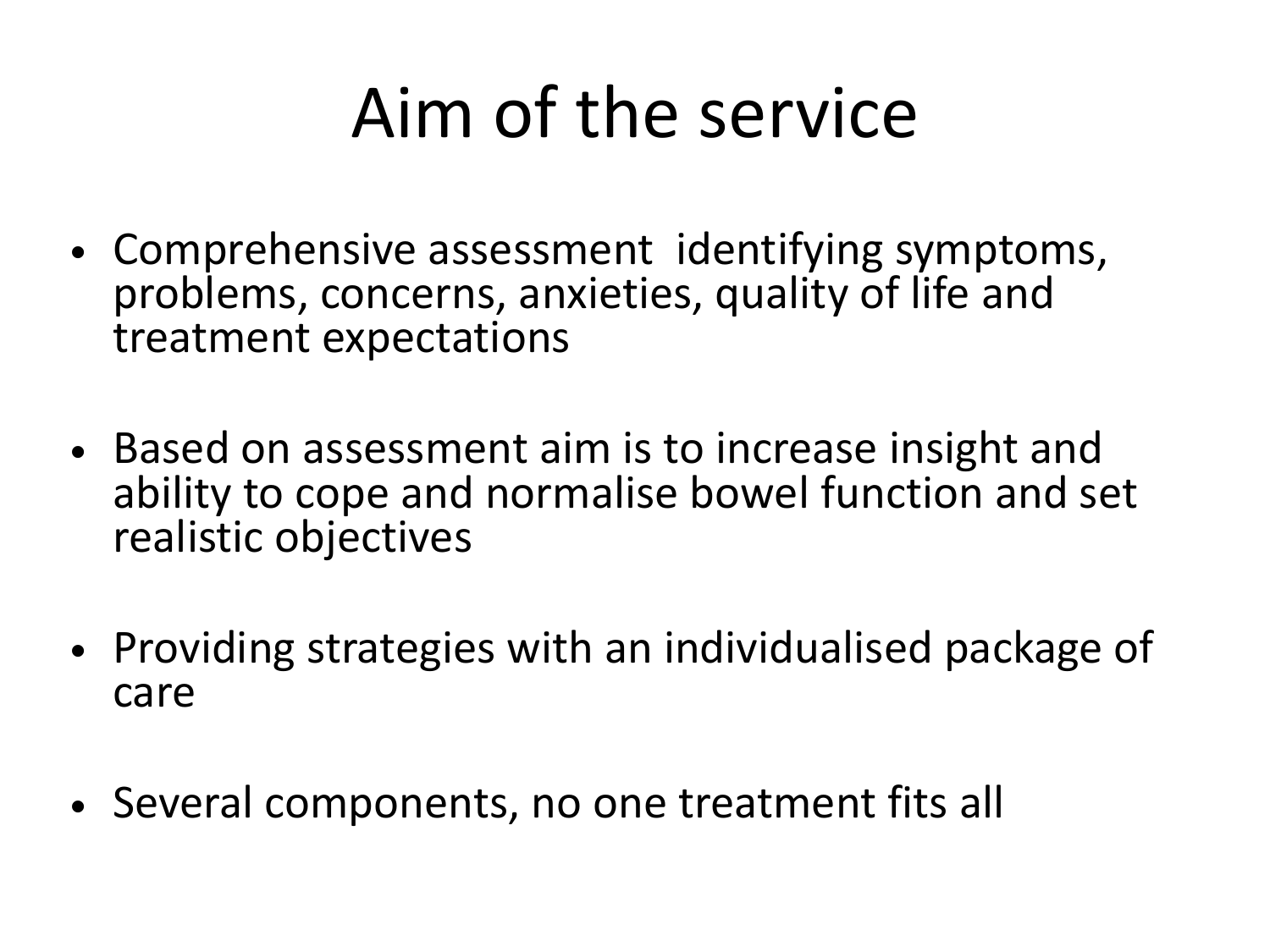# Aim of the service

- Comprehensive assessment identifying symptoms, problems, concerns, anxieties, quality of life and treatment expectations

- Based on assessment aim is to increase insight and ability to cope and normalise bowel function and set realistic objectives

- Providing strategies with an individualised package of care

- Several components, no one treatment fits all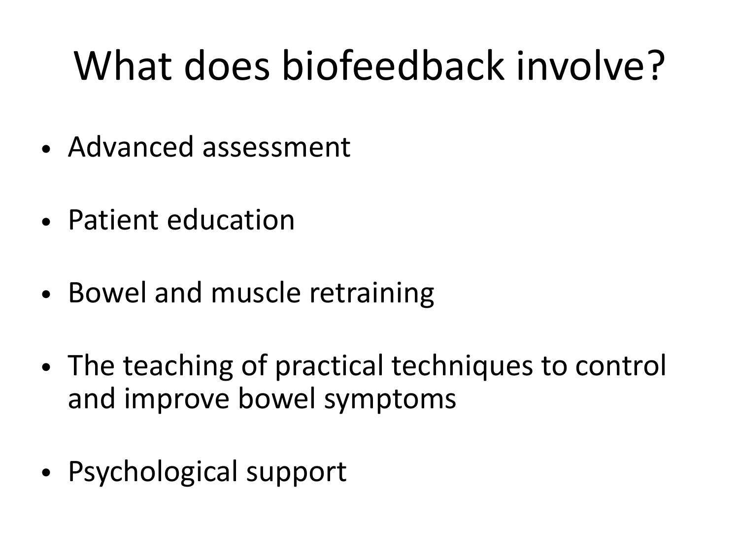# What does biofeedback involve?

- Advanced assessment
- Patient education
- Bowel and muscle retraining
- The teaching of practical techniques to control and improve bowel symptoms
- Psychological support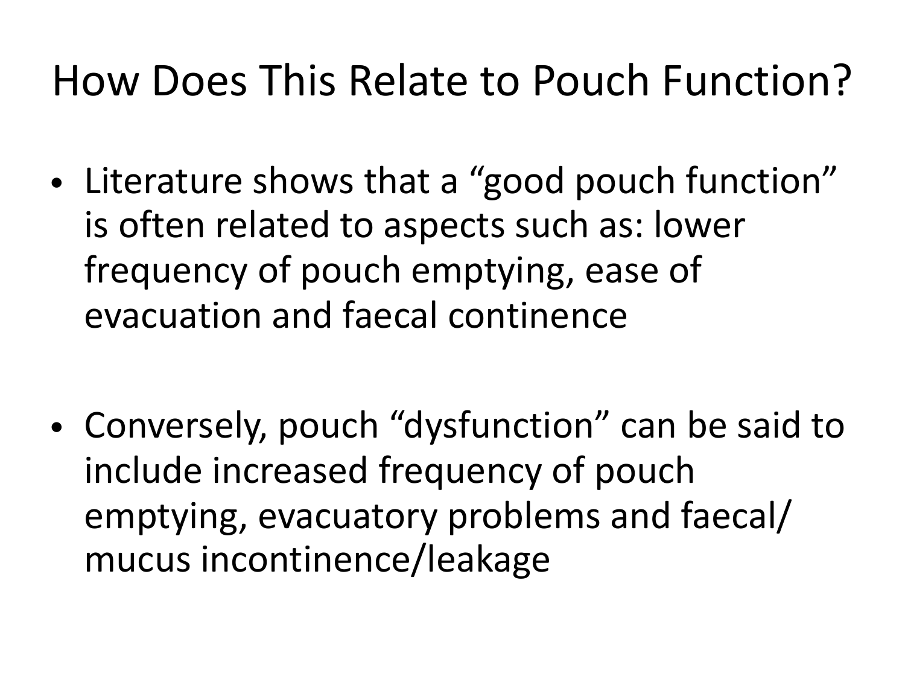# How Does This Relate to Pouch Function?

- Literature shows that a “good pouch function” is often related to aspects such as: lower frequency of pouch emptying, ease of evacuation and faecal continence

- Conversely, pouch “dysfunction” can be said to include increased frequency of pouch emptying, evacuatory problems and faecal/ mucus incontinence/leakage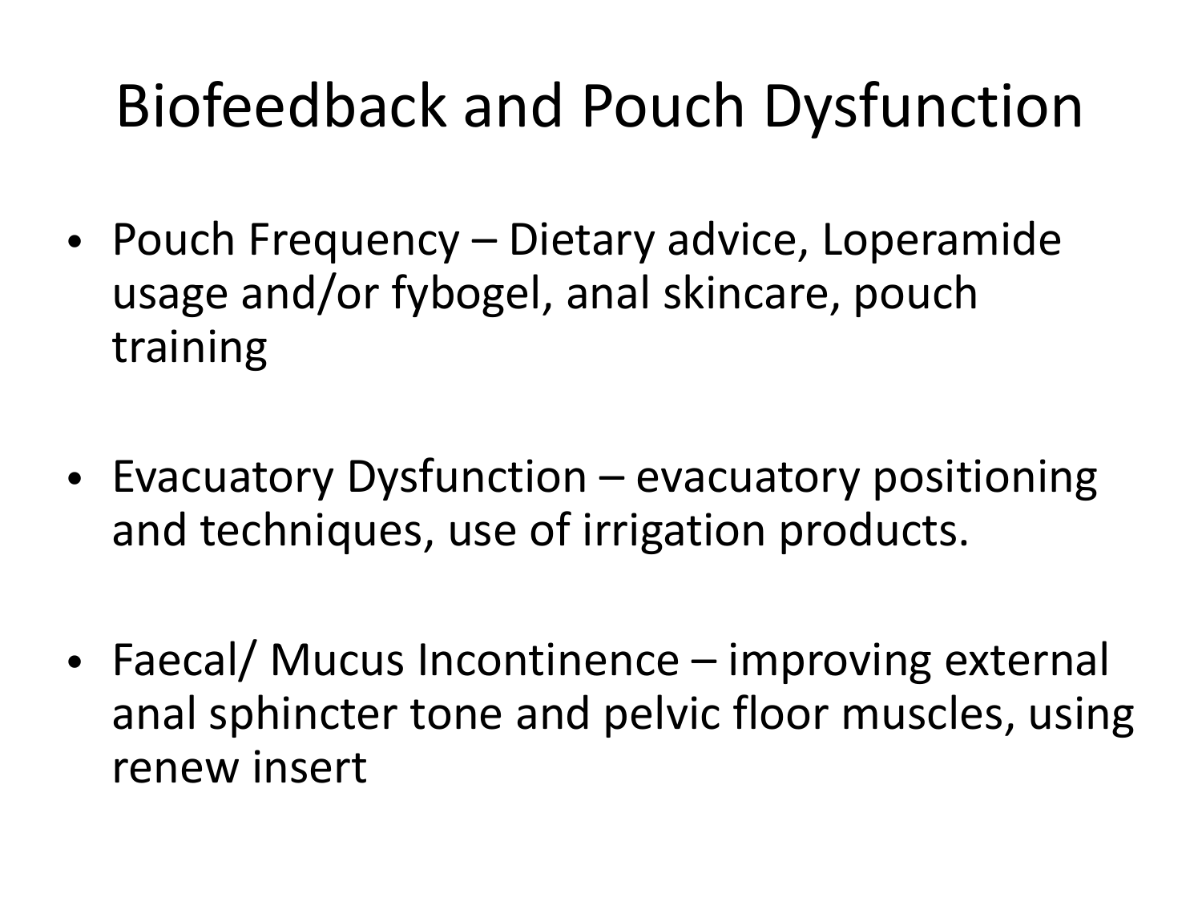# Biofeedback and Pouch Dysfunction

- Pouch Frequency – Dietary advice, Loperamide usage and/or fybogel, anal skincare, pouch training
- Evacuatory Dysfunction – evacuatory positioning and techniques, use of irrigation products.
- Faecal/ Mucus Incontinence – improving external anal sphincter tone and pelvic floor muscles, using renew insert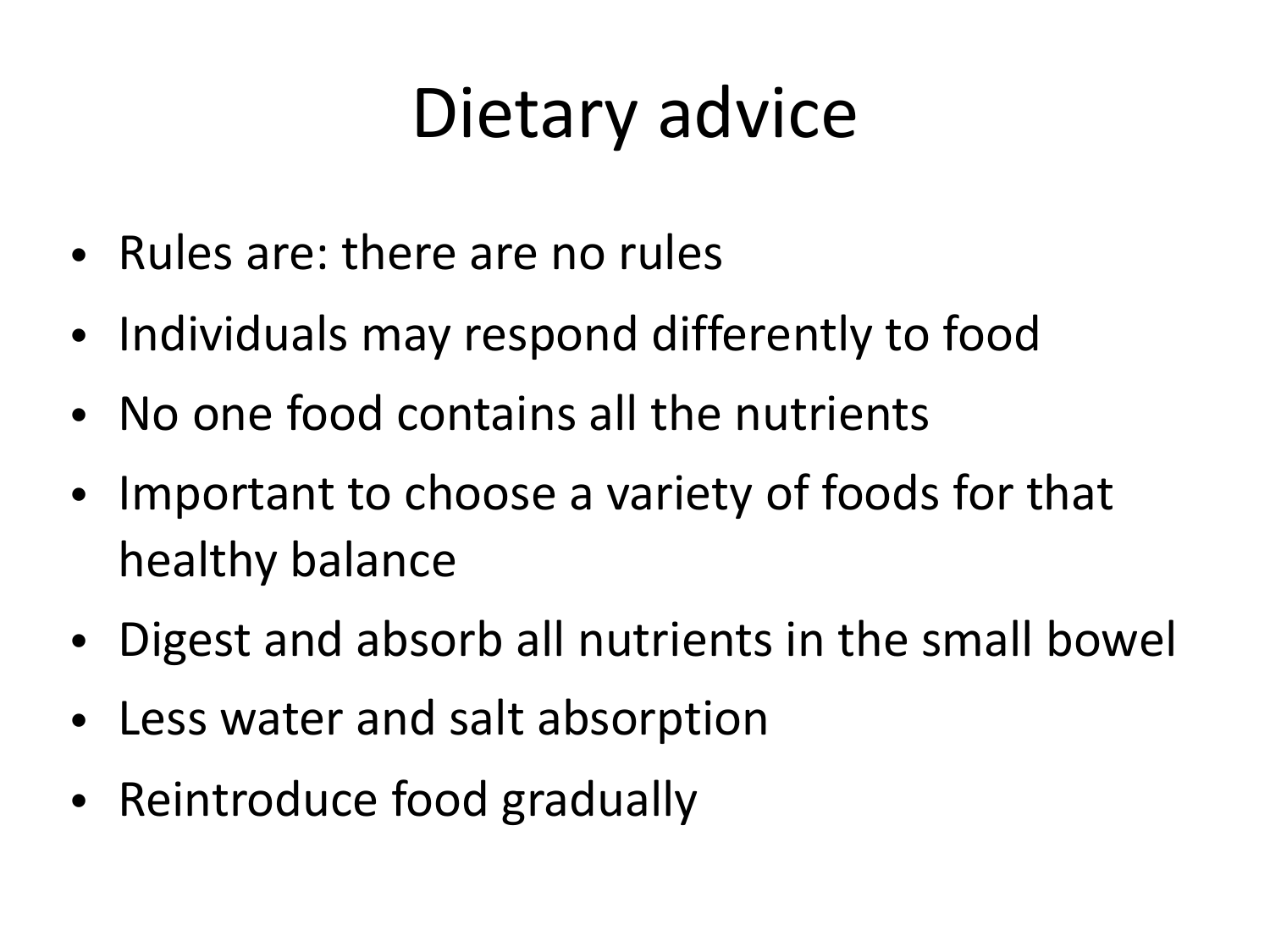# Dietary advice

- Rules are: there are no rules
- Individuals may respond differently to food
- No one food contains all the nutrients
- Important to choose a variety of foods for that healthy balance
- Digest and absorb all nutrients in the small bowel
- Less water and salt absorption
- Reintroduce food gradually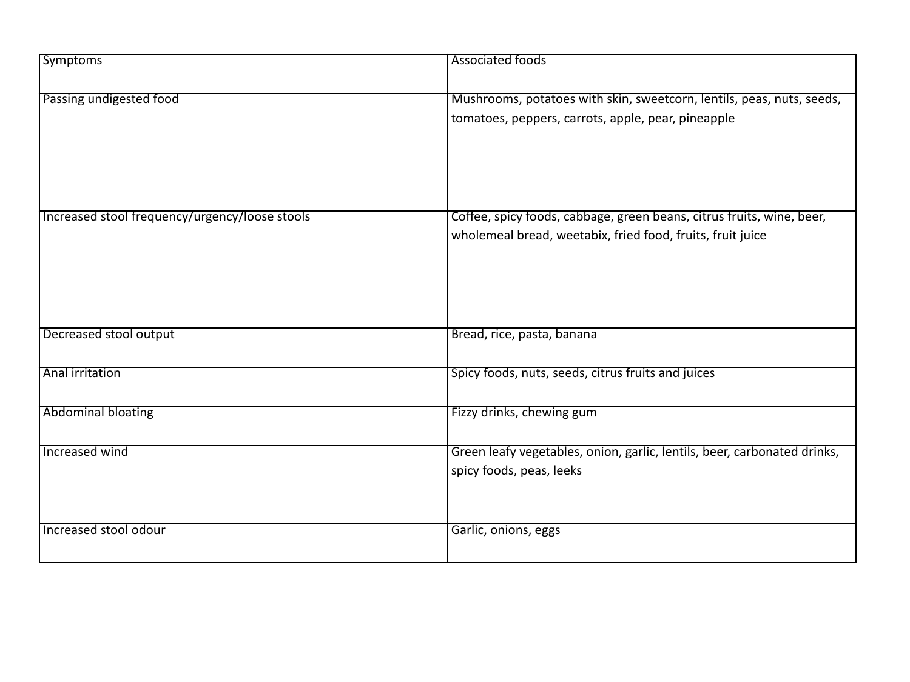| Symptoms | Associated foods |
| --- | --- |
| Passing undigested food | Mushrooms, potatoes with skin, sweetcorn, lentils, peas, nuts, seeds, tomatoes, peppers, carrots, apple, pear, pineapple |
| Increased stool frequency/urgency/loose stools | Coffee, spicy foods, cabbage, green beans, citrus fruits, wine, beer, wholemeal bread, weetabix, fried food, fruits, fruit juice |
| Decreased stool output | Bread, rice, pasta, banana |
| Anal irritation | Spicy foods, nuts, seeds, citrus fruits and juices |
| Abdominal bloating | Fizzy drinks, chewing gum |
| Increased wind | Green leafy vegetables, onion, garlic, lentils, beer, carbonated drinks, spicy foods, peas, leeks |
| Increased stool odour | Garlic, onions, eggs |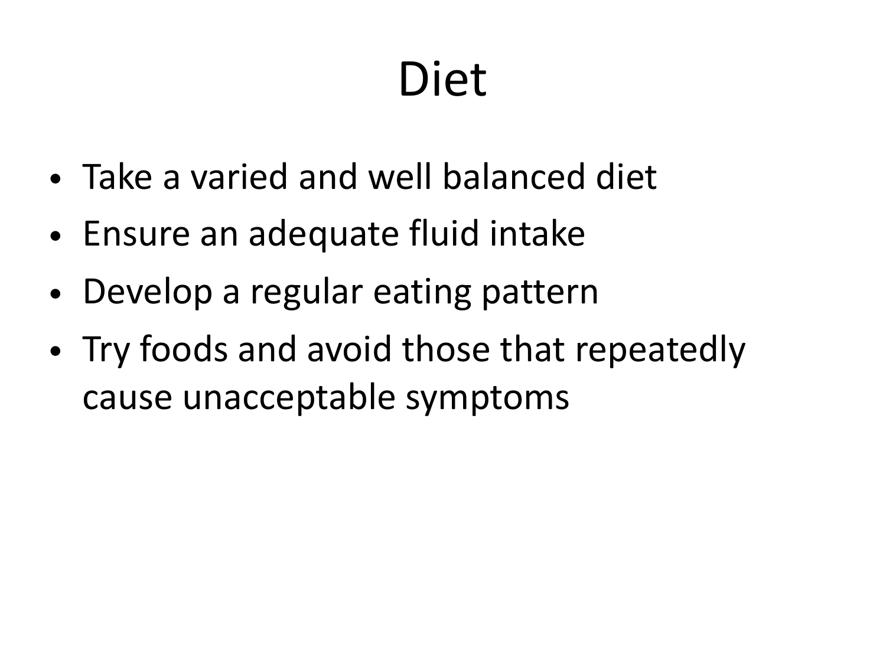# Diet

- Take a varied and well balanced diet
- Ensure an adequate fluid intake
- Develop a regular eating pattern
- Try foods and avoid those that repeatedly cause unacceptable symptoms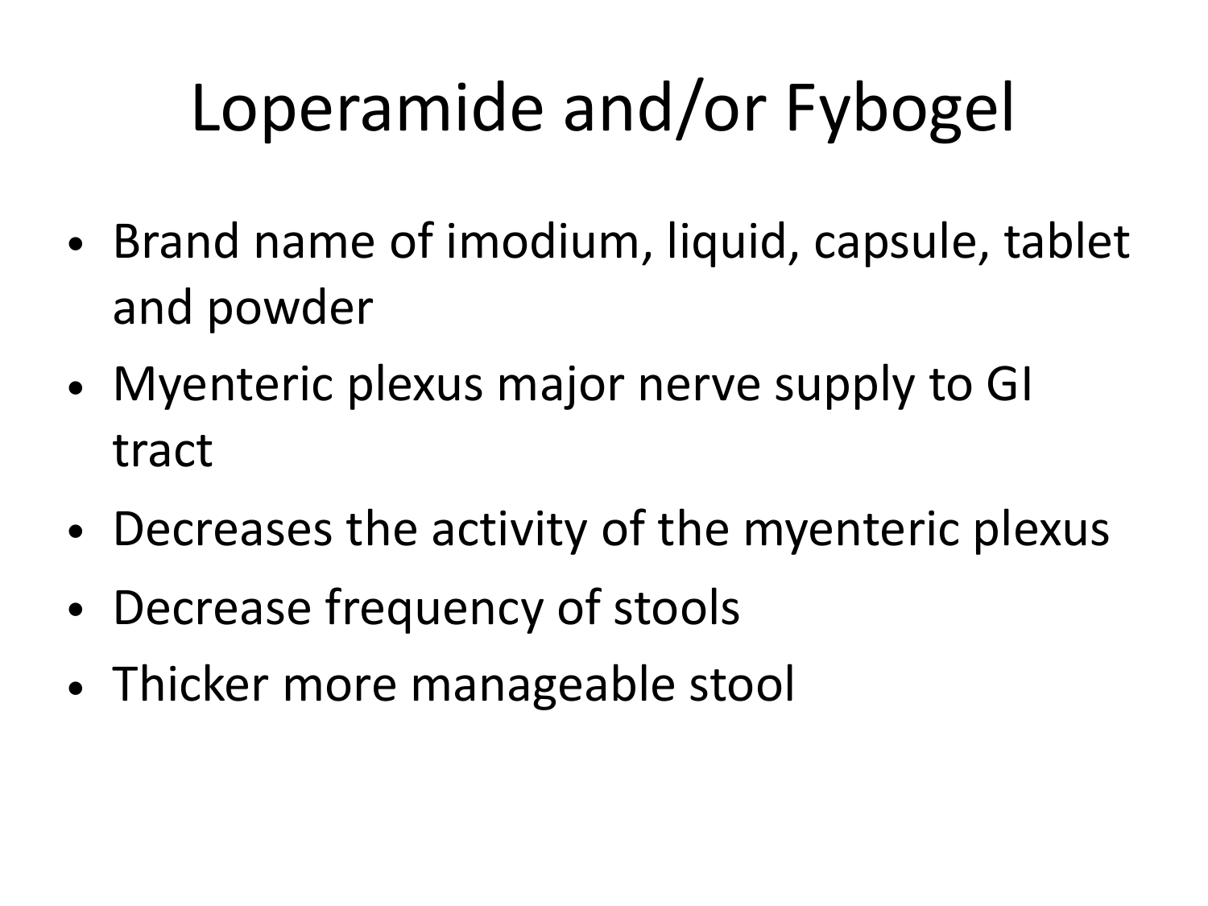# Loperamide and/or Fybogel

- Brand name of imodium, liquid, capsule, tablet and powder
- Myenteric plexus major nerve supply to GI tract
- Decreases the activity of the myenteric plexus
- Decrease frequency of stools
- Thicker more manageable stool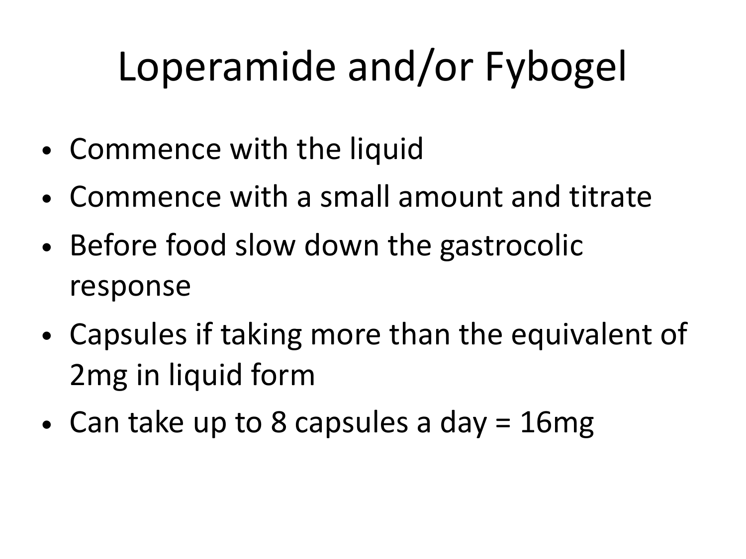# Loperamide and/or Fybogel

- Commence with the liquid
- Commence with a small amount and titrate
- Before food slow down the gastrocolic response
- Capsules if taking more than the equivalent of 2mg in liquid form
- Can take up to 8 capsules a day = 16mg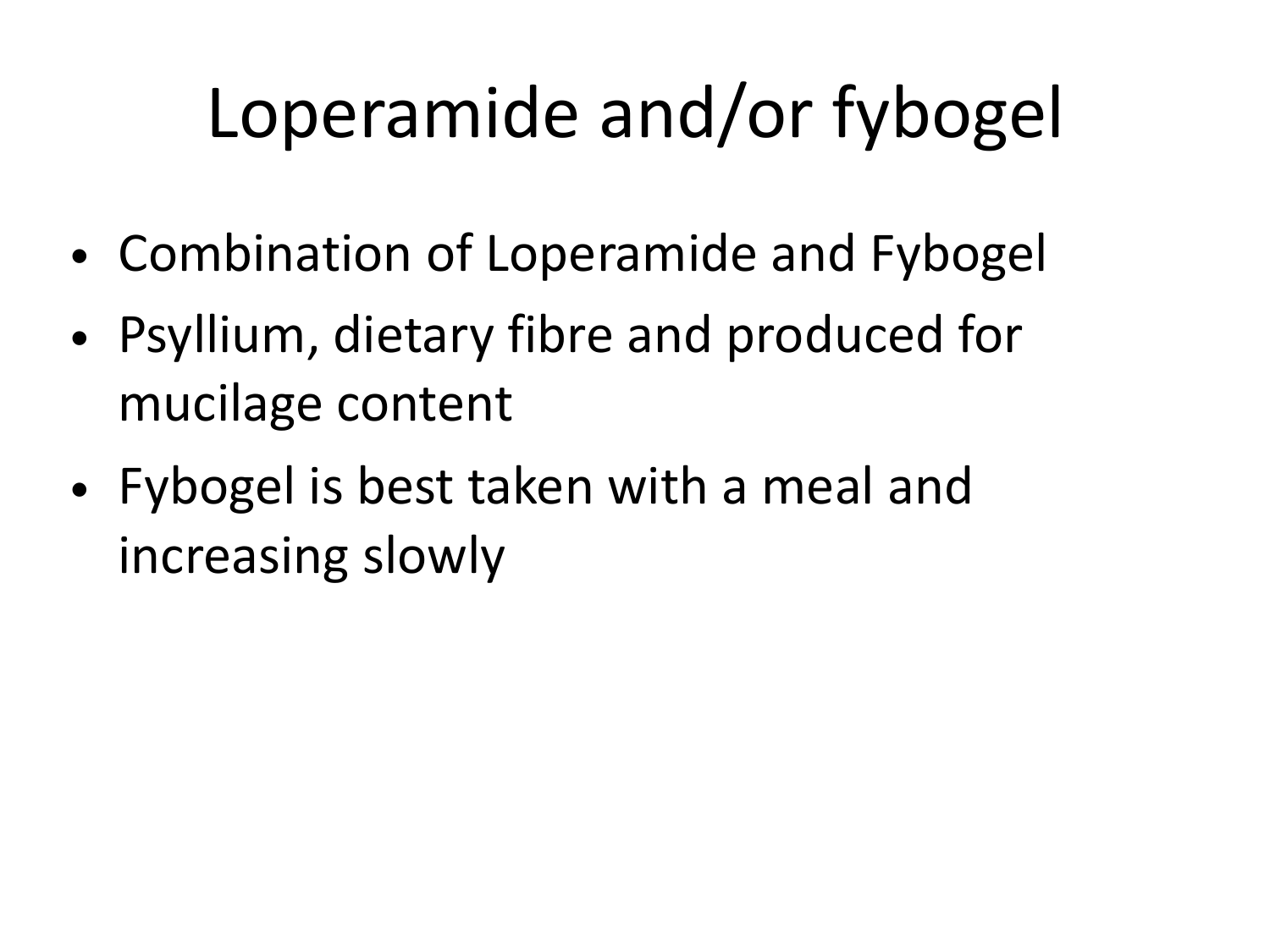# Loperamide and/or fybogel

- Combination of Loperamide and Fybogel
- Psyllium, dietary fibre and produced for mucilage content
- Fybogel is best taken with a meal and increasing slowly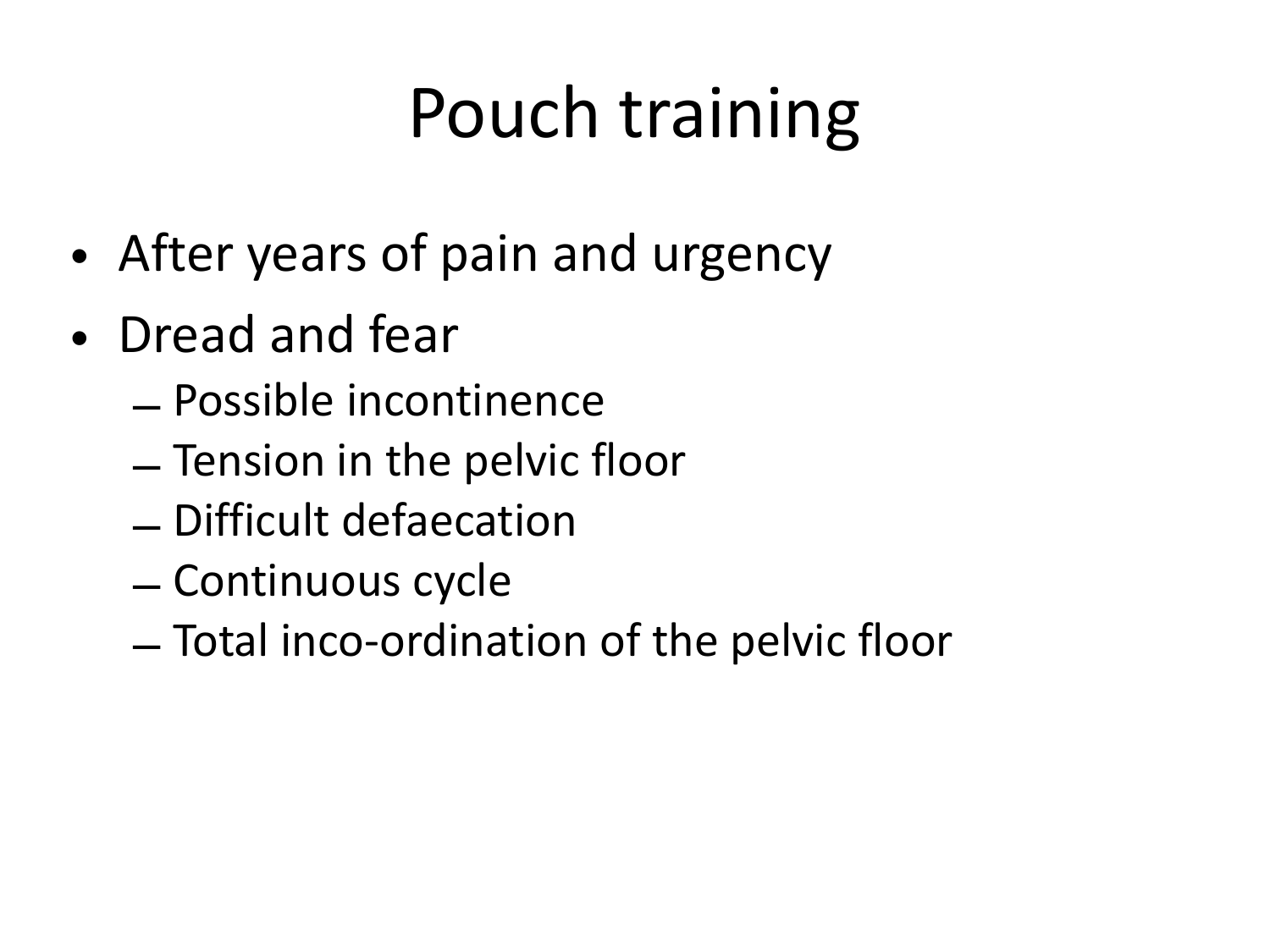# Pouch training

- After years of pain and urgency
- Dread and fear
  - Possible incontinence
  - Tension in the pelvic floor
  - Difficult defaecation
  - Continuous cycle
  - Total inco-ordination of the pelvic floor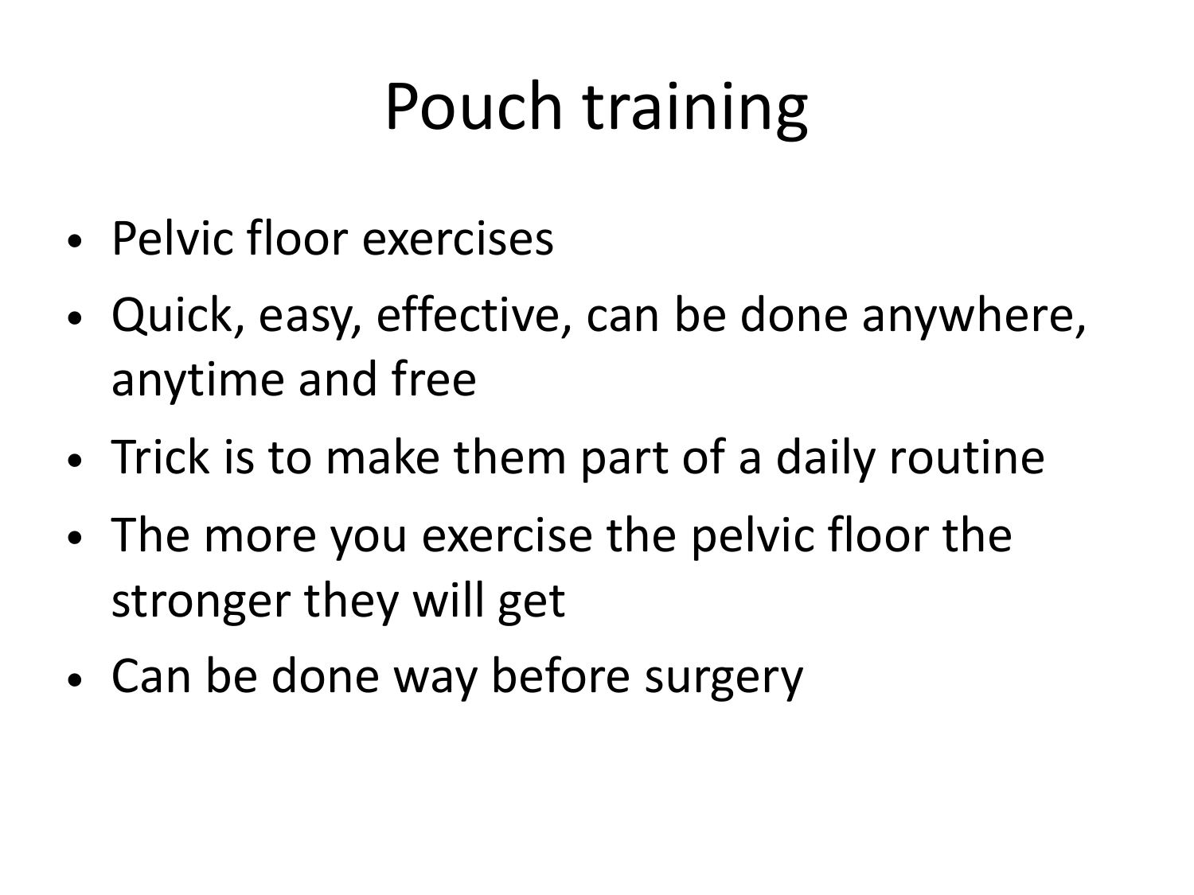# Pouch training

- Pelvic floor exercises
- Quick, easy, effective, can be done anywhere, anytime and free
- Trick is to make them part of a daily routine
- The more you exercise the pelvic floor the stronger they will get
- Can be done way before surgery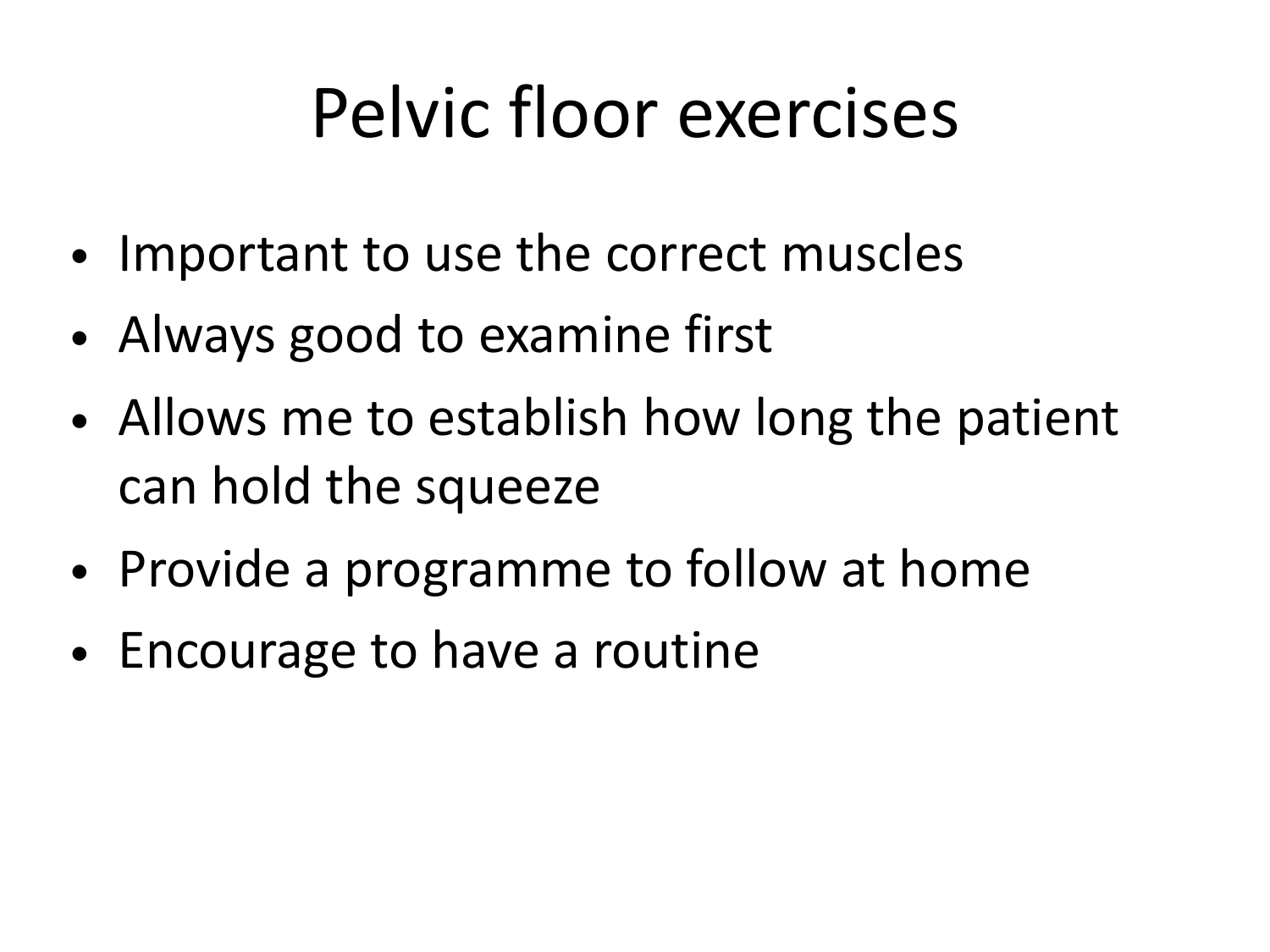# Pelvic floor exercises

- Important to use the correct muscles
- Always good to examine first
- Allows me to establish how long the patient can hold the squeeze
- Provide a programme to follow at home
- Encourage to have a routine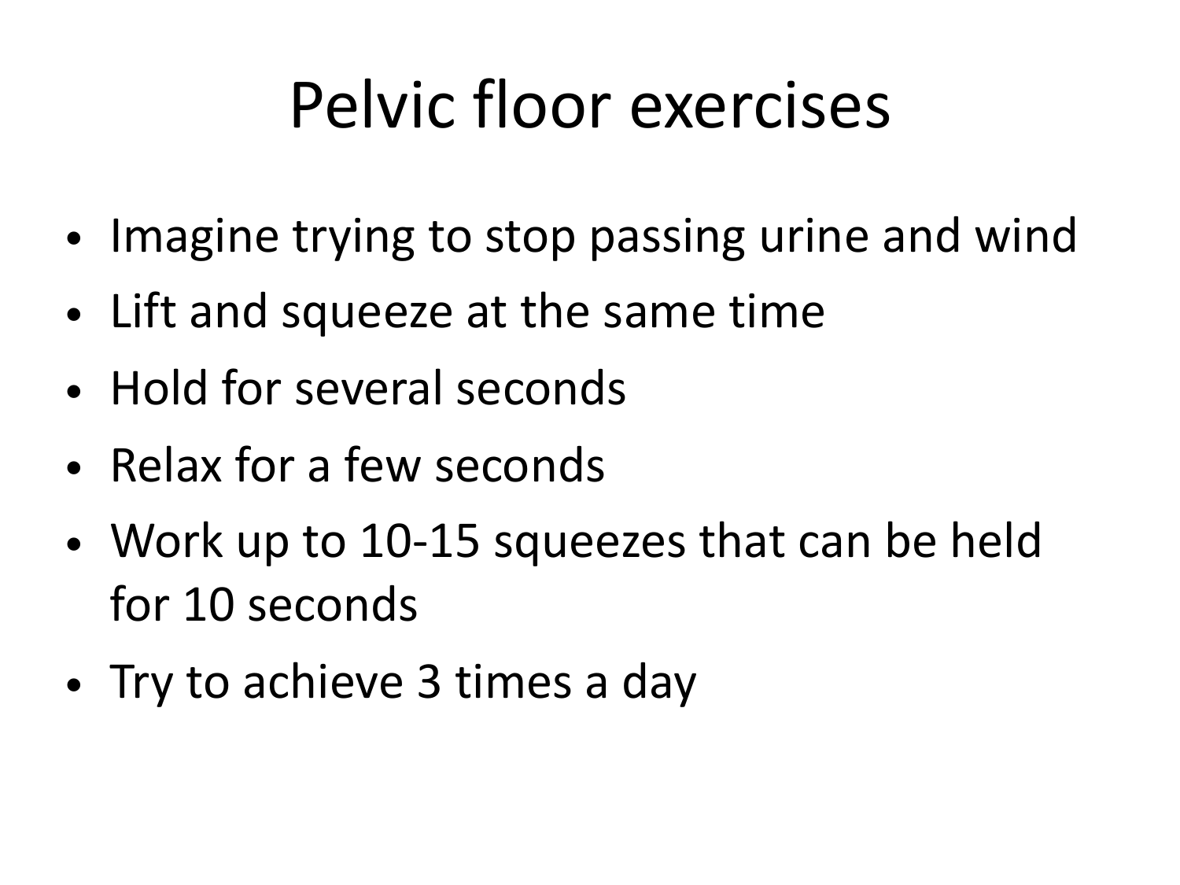# Pelvic floor exercises

- Imagine trying to stop passing urine and wind
- Lift and squeeze at the same time
- Hold for several seconds
- Relax for a few seconds
- Work up to 10-15 squeezes that can be held for 10 seconds
- Try to achieve 3 times a day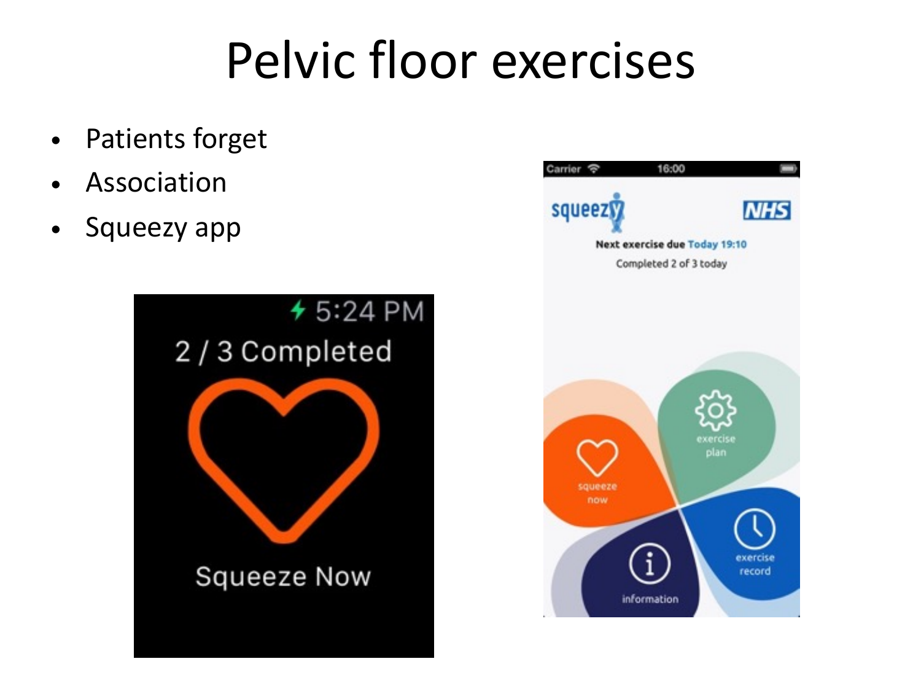# Pelvic floor exercises

- Patients forget
- Association
- Squeezy app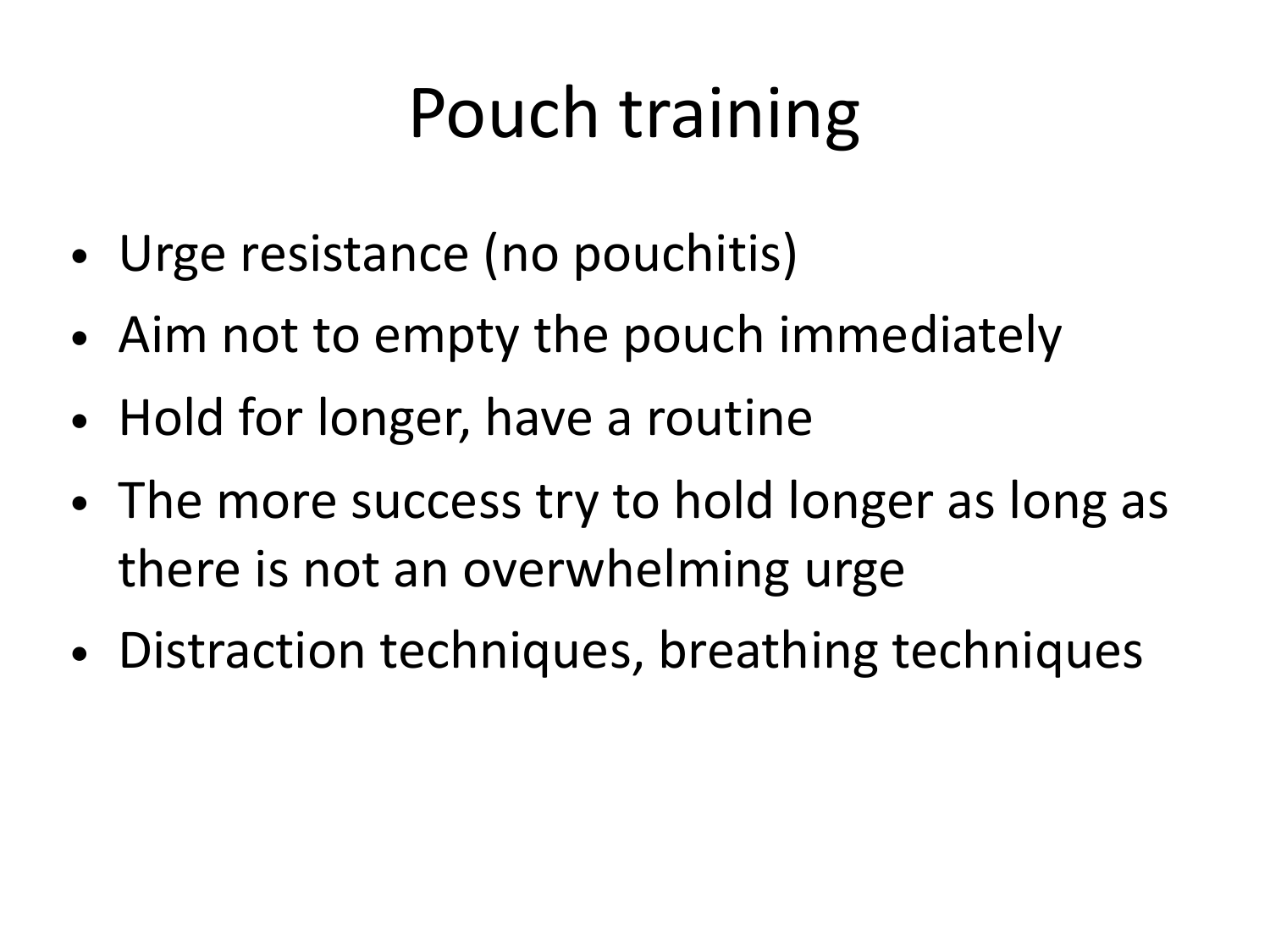# Pouch training

- Urge resistance (no pouchitis)
- Aim not to empty the pouch immediately
- Hold for longer, have a routine
- The more success try to hold longer as long as there is not an overwhelming urge
- Distraction techniques, breathing techniques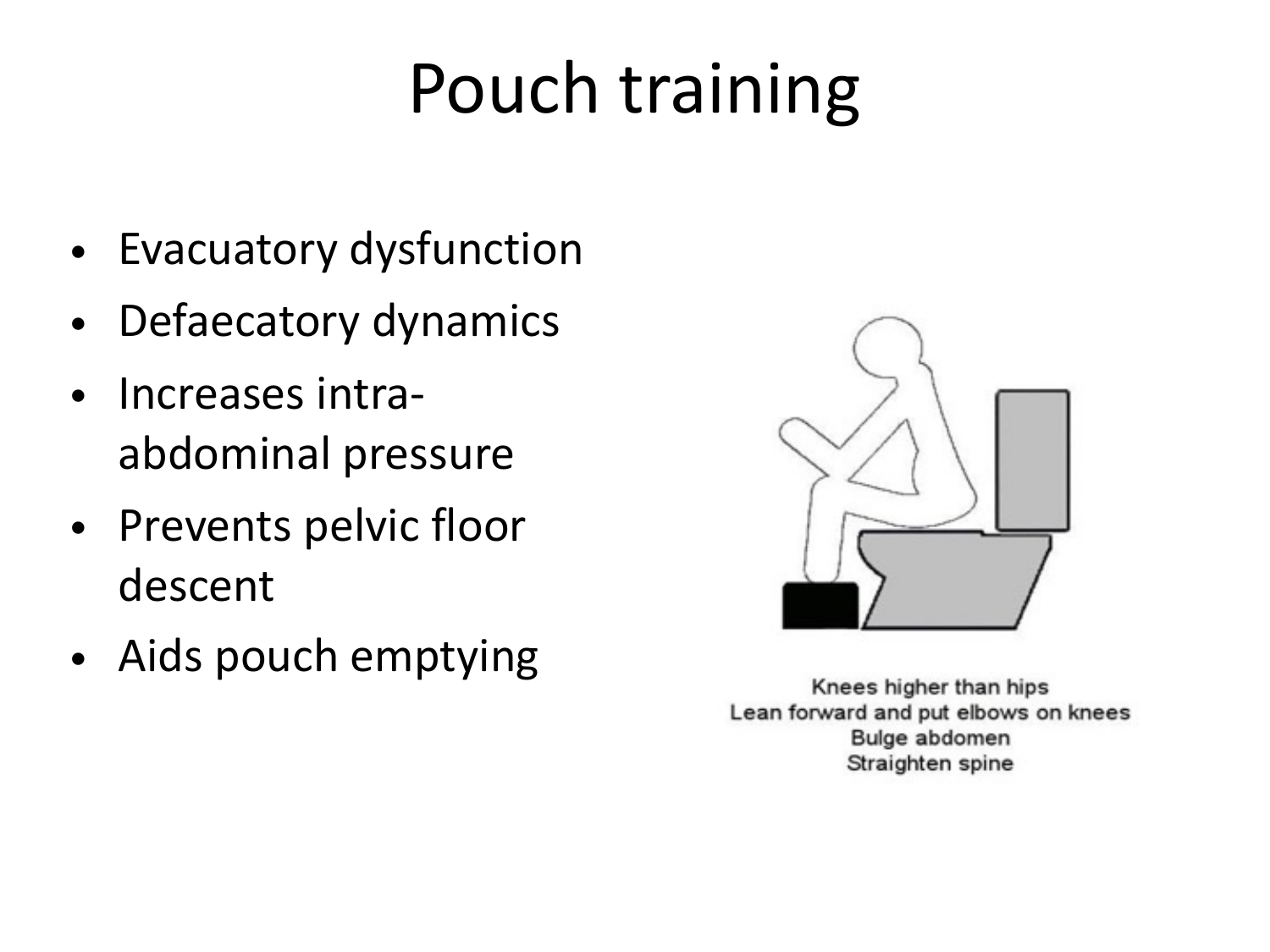# Pouch training

- Evacuatory dysfunction
- Defaecatory dynamics
- Increases intra-abdominal pressure
- Prevents pelvic floor descent
- Aids pouch emptying

Knees higher than hips
Lean forward and put elbows on knees
Bulge abdomen
Straighten spine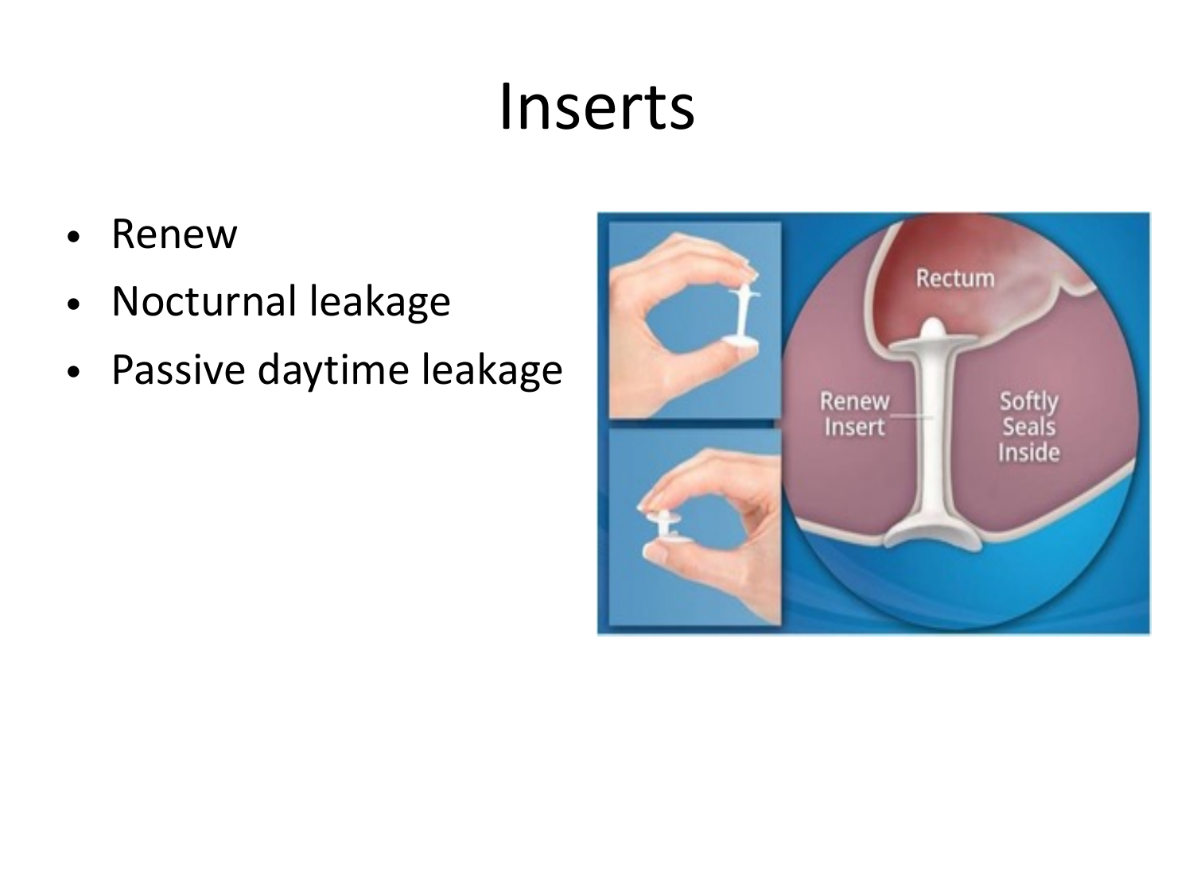# Inserts

- Renew
- Nocturnal leakage
- Passive daytime leakage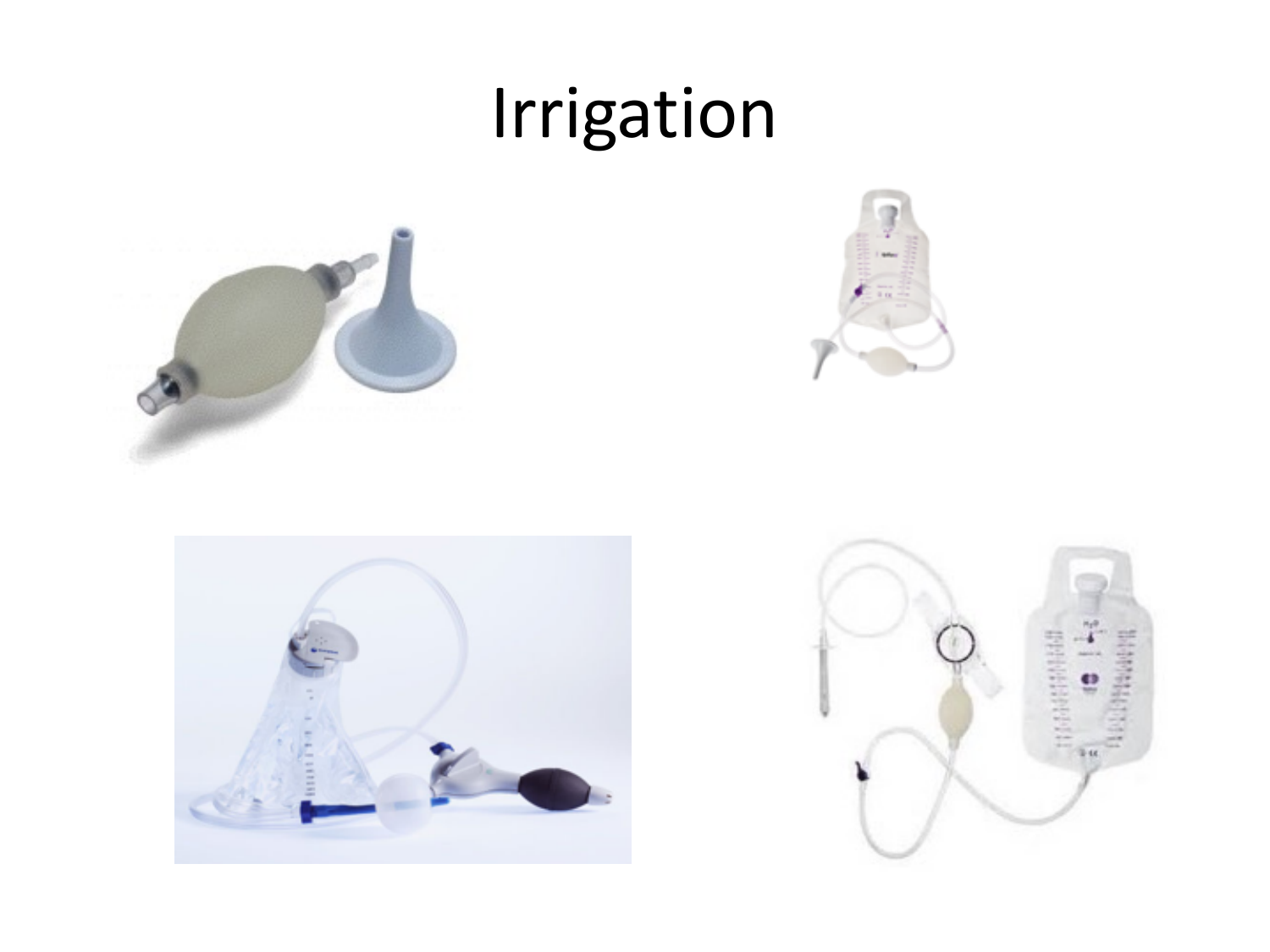# Irrigation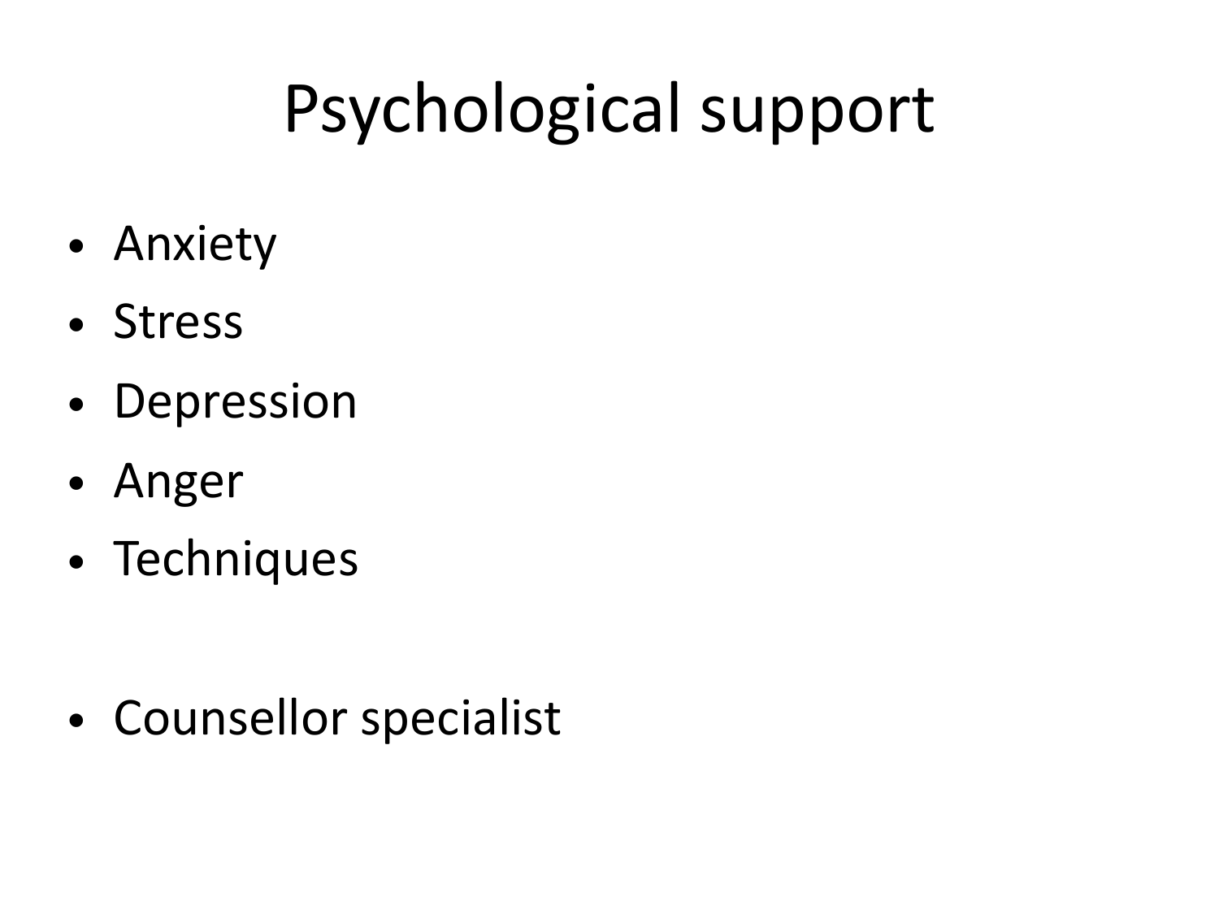# Psychological support

- Anxiety
- Stress
- Depression
- Anger
- Techniques

- Counsellor specialist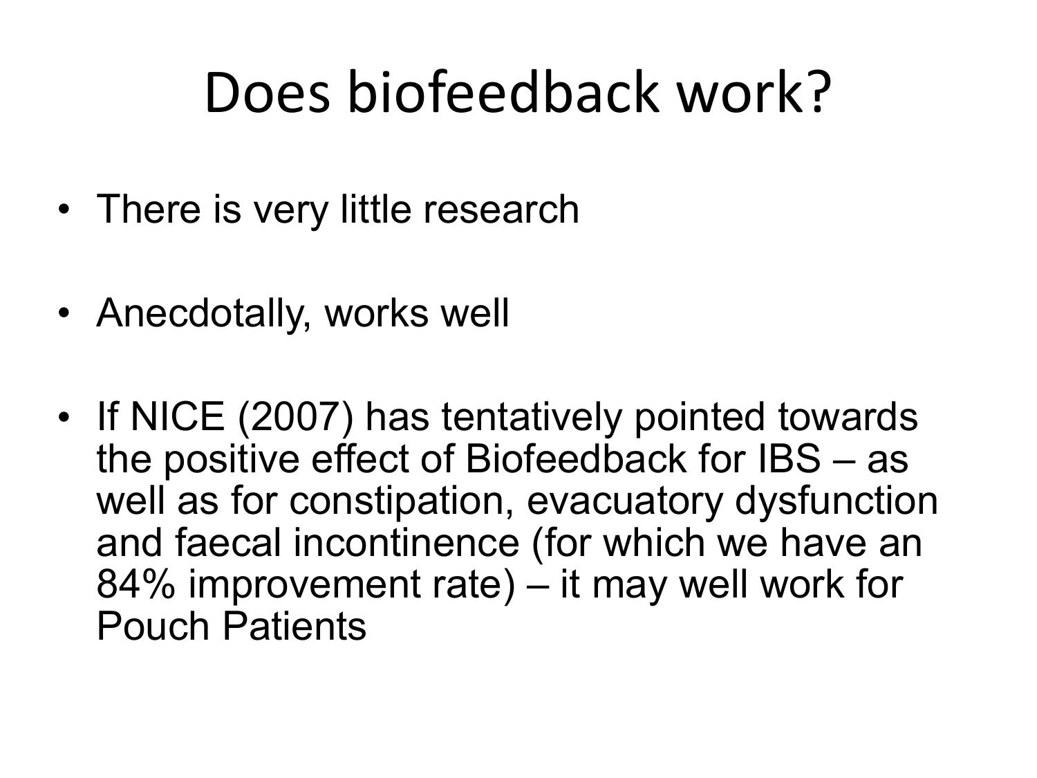# Does biofeedback work?

- There is very little research
- Anecdotally, works well
- If NICE (2007) has tentatively pointed towards the positive effect of Biofeedback for IBS – as well as for constipation, evacuatory dysfunction and faecal incontinence (for which we have an 84% improvement rate) – it may well work for Pouch Patients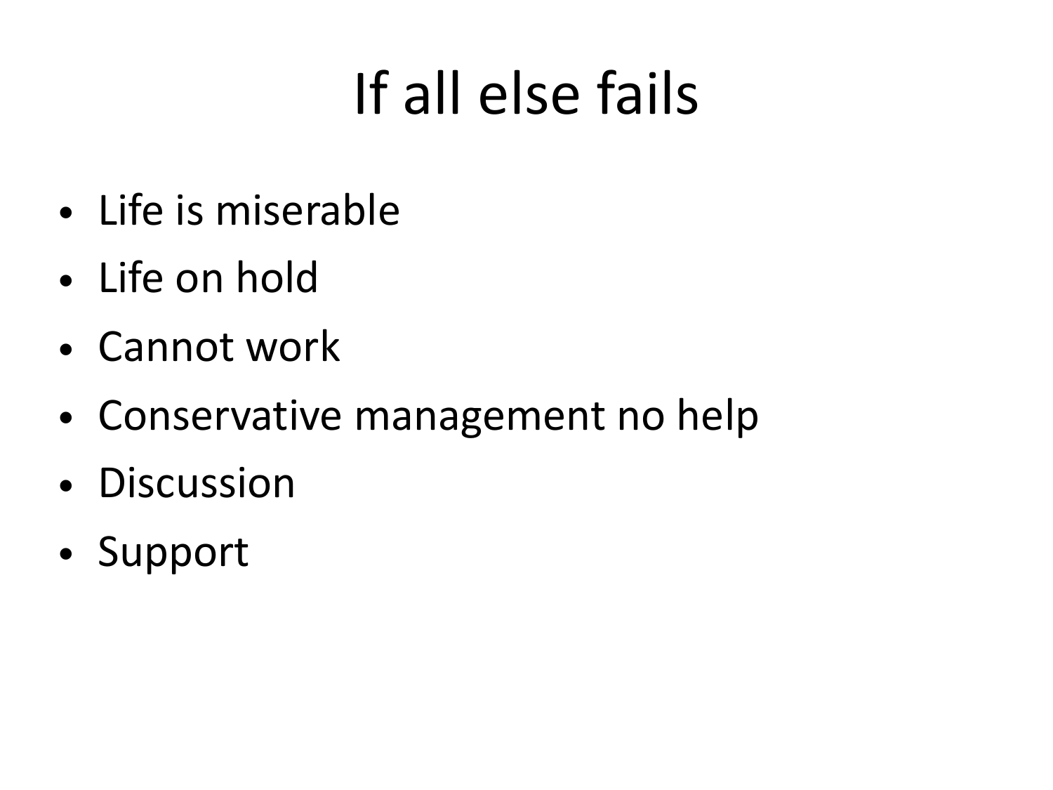# If all else fails

- Life is miserable
- Life on hold
- Cannot work
- Conservative management no help
- Discussion
- Support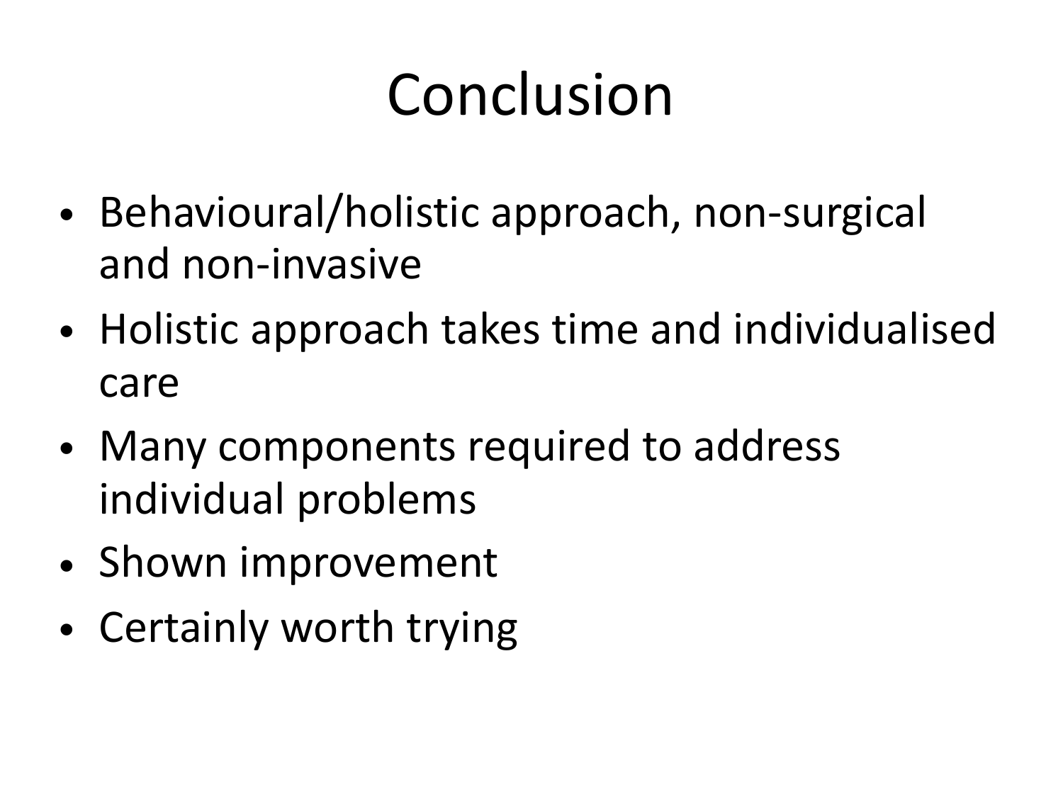# Conclusion

- Behavioural/holistic approach, non-surgical and non-invasive
- Holistic approach takes time and individualised care
- Many components required to address individual problems
- Shown improvement
- Certainly worth trying